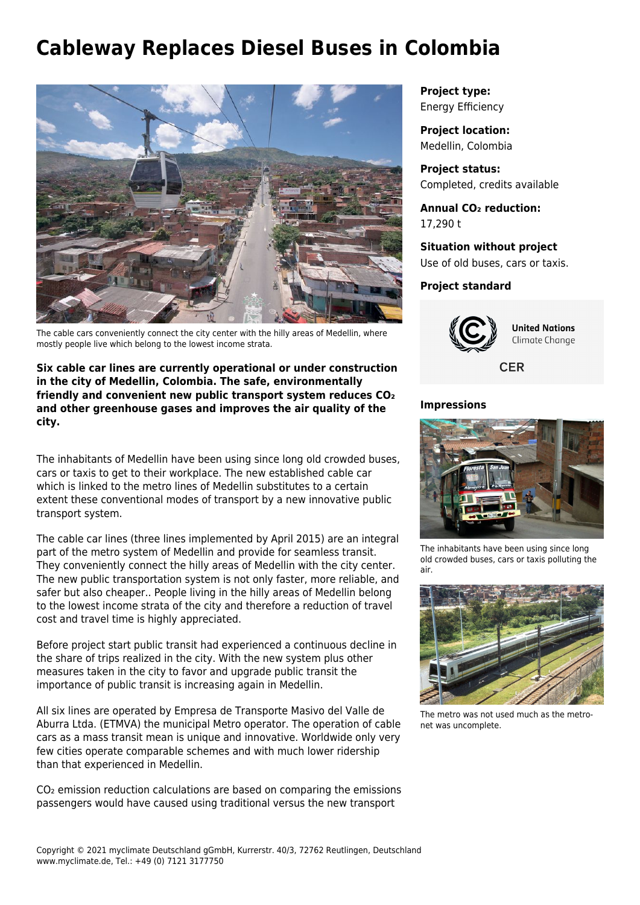# Cableway Replaces Diesel Buses in Colombia

The cable cars conveniently connect the city center with the hilly areas of Medellin, where mostly people live which belong to the lowest income strata.

**Project type:**
Energy Efficiency

**Project location:**
Medellin, Colombia

**Project status:**
Completed, credits available

**Annual $CO_2$ reduction:**
17,290 t

**Situation without project**
Use of old buses, cars or taxis.

**Project standard**

United Nations Climate Change

CER

**Six cable car lines are currently operational or under construction in the city of Medellin, Colombia. The safe, environmentally friendly and convenient new public transport system reduces $CO_2$ and other greenhouse gases and improves the air quality of the city.**

The inhabitants of Medellin have been using since long old crowded buses, cars or taxis to get to their workplace. The new established cable car which is linked to the metro lines of Medellin substitutes to a certain extent these conventional modes of transport by a new innovative public transport system.

The cable car lines (three lines implemented by April 2015) are an integral part of the metro system of Medellin and provide for seamless transit. They conveniently connect the hilly areas of Medellin with the city center. The new public transportation system is not only faster, more reliable, and safer but also cheaper.. People living in the hilly areas of Medellin belong to the lowest income strata of the city and therefore a reduction of travel cost and travel time is highly appreciated.

Before project start public transit had experienced a continuous decline in the share of trips realized in the city. With the new system plus other measures taken in the city to favor and upgrade public transit the importance of public transit is increasing again in Medellin.

All six lines are operated by Empresa de Transporte Masivo del Valle de Aburra Ltda. (ETMVA) the municipal Metro operator. The operation of cable cars as a mass transit mean is unique and innovative. Worldwide only very few cities operate comparable schemes and with much lower ridership than that experienced in Medellin.

$CO_2$ emission reduction calculations are based on comparing the emissions passengers would have caused using traditional versus the new transport

### Impressions

The inhabitants have been using since long old crowded buses, cars or taxis polluting the air.

The metro was not used much as the metro-net was uncomplete.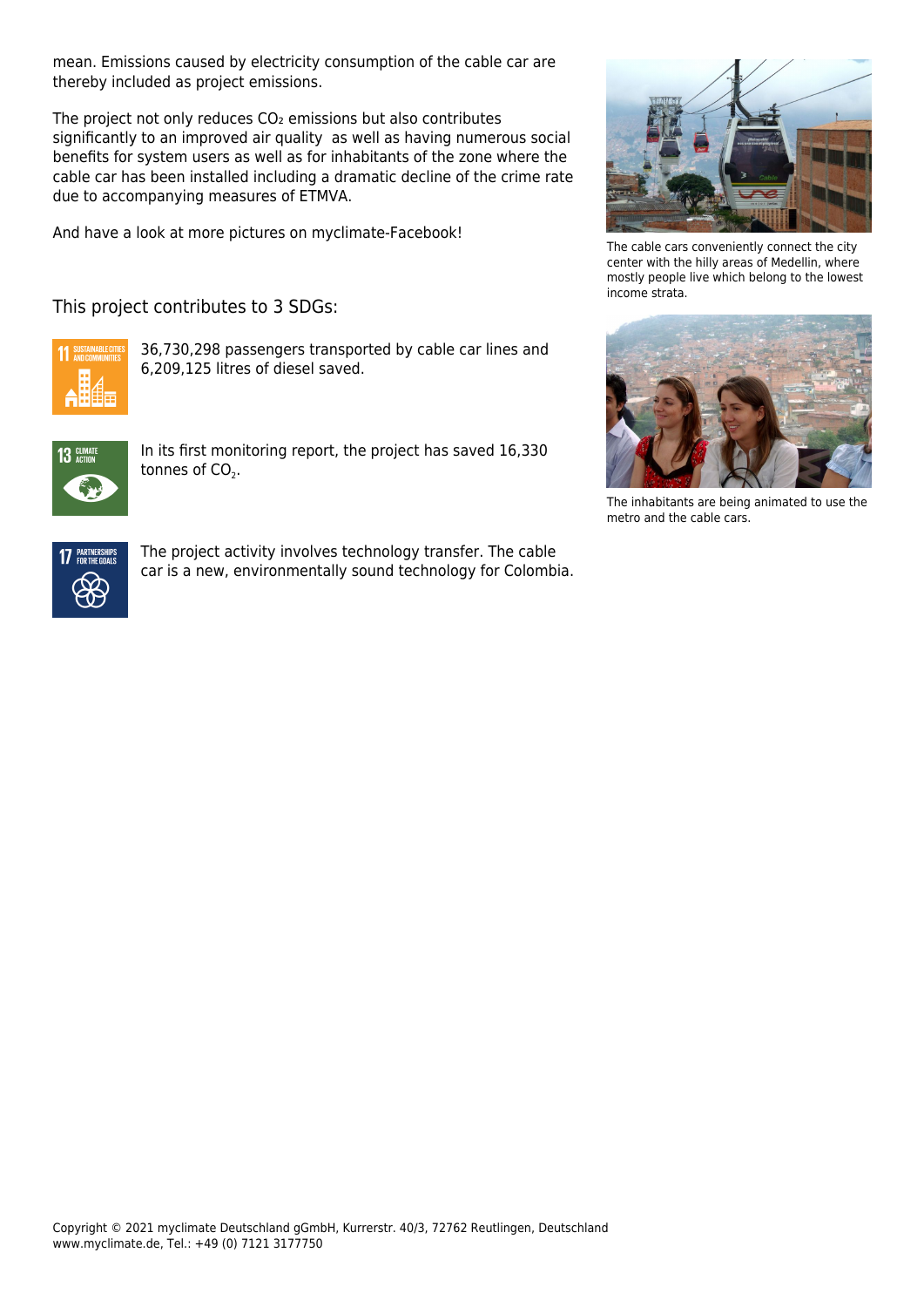mean. Emissions caused by electricity consumption of the cable car are thereby included as project emissions.

The project not only reduces $CO_2$ emissions but also contributes significantly to an improved air quality  as well as having numerous social benefits for system users as well as for inhabitants of the zone where the cable car has been installed including a dramatic decline of the crime rate due to accompanying measures of ETMVA.

And have a look at more pictures on myclimate-Facebook!

The cable cars conveniently connect the city center with the hilly areas of Medellin, where mostly people live which belong to the lowest income strata.

The inhabitants are being animated to use the metro and the cable cars.

## This project contributes to 3 SDGs:

11 SUSTAINABLE CITIES AND COMMUNITIES

36,730,298 passengers transported by cable car lines and 6,209,125 litres of diesel saved.

13 CLIMATE ACTION

In its first monitoring report, the project has saved 16,330 tonnes of $CO_2$.

17 PARTNERSHIPS FOR THE GOALS

The project activity involves technology transfer. The cable car is a new, environmentally sound technology for Colombia.

Copyright © 2021 myclimate Deutschland gGmbH, Kurrerstr. 40/3, 72762 Reutlingen, Deutschland
www.myclimate.de, Tel.: +49 (0) 7121 3177750